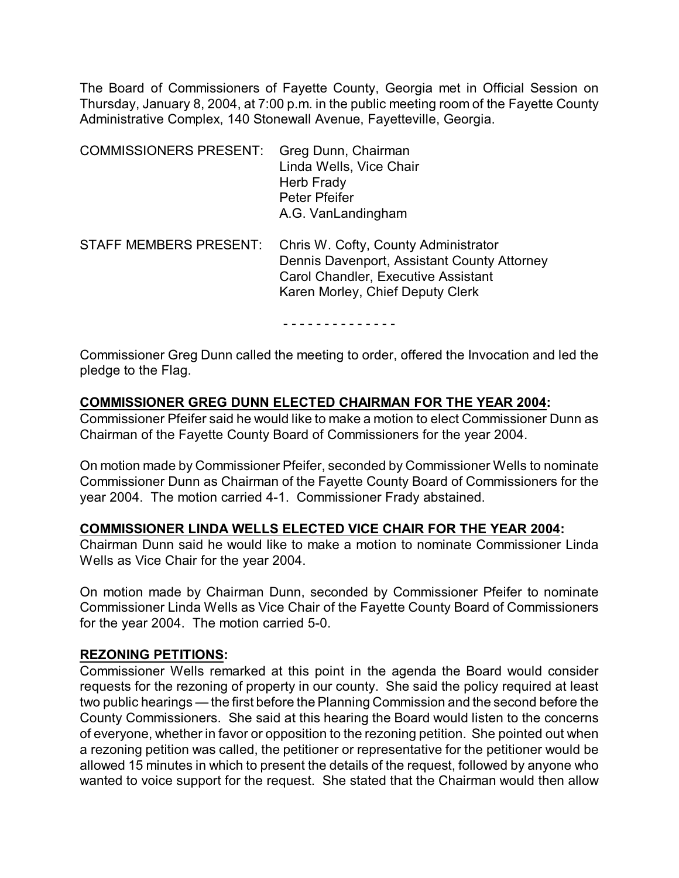The Board of Commissioners of Fayette County, Georgia met in Official Session on Thursday, January 8, 2004, at 7:00 p.m. in the public meeting room of the Fayette County Administrative Complex, 140 Stonewall Avenue, Fayetteville, Georgia.

| COMMISSIONERS PRESENT: | Greg Dunn, Chairman |
|---|---|
| | Linda Wells, Vice Chair |
| | Herb Frady |
| | Peter Pfeifer |
| | A.G. VanLandingham |

| STAFF MEMBERS PRESENT: | Chris W. Cofty, County Administrator |
|---|---|
| | Dennis Davenport, Assistant County Attorney |
| | Carol Chandler, Executive Assistant |
| | Karen Morley, Chief Deputy Clerk |

- - - - - - - - - - - - - -

Commissioner Greg Dunn called the meeting to order, offered the Invocation and led the pledge to the Flag.

**COMMISSIONER GREG DUNN ELECTED CHAIRMAN FOR THE YEAR 2004:**
Commissioner Pfeifer said he would like to make a motion to elect Commissioner Dunn as Chairman of the Fayette County Board of Commissioners for the year 2004.

On motion made by Commissioner Pfeifer, seconded by Commissioner Wells to nominate Commissioner Dunn as Chairman of the Fayette County Board of Commissioners for the year 2004. The motion carried 4-1. Commissioner Frady abstained.

**COMMISSIONER LINDA WELLS ELECTED VICE CHAIR FOR THE YEAR 2004:**
Chairman Dunn said he would like to make a motion to nominate Commissioner Linda Wells as Vice Chair for the year 2004.

On motion made by Chairman Dunn, seconded by Commissioner Pfeifer to nominate Commissioner Linda Wells as Vice Chair of the Fayette County Board of Commissioners for the year 2004. The motion carried 5-0.

**REZONING PETITIONS:**
Commissioner Wells remarked at this point in the agenda the Board would consider requests for the rezoning of property in our county. She said the policy required at least two public hearings — the first before the Planning Commission and the second before the County Commissioners. She said at this hearing the Board would listen to the concerns of everyone, whether in favor or opposition to the rezoning petition. She pointed out when a rezoning petition was called, the petitioner or representative for the petitioner would be allowed 15 minutes in which to present the details of the request, followed by anyone who wanted to voice support for the request. She stated that the Chairman would then allow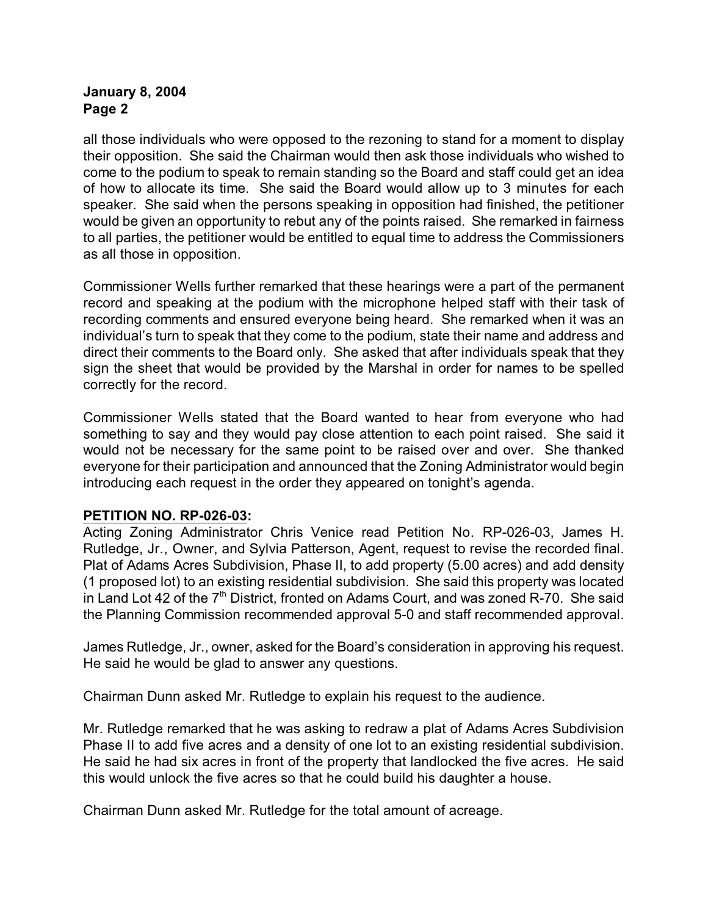all those individuals who were opposed to the rezoning to stand for a moment to display their opposition. She said the Chairman would then ask those individuals who wished to come to the podium to speak to remain standing so the Board and staff could get an idea of how to allocate its time. She said the Board would allow up to 3 minutes for each speaker. She said when the persons speaking in opposition had finished, the petitioner would be given an opportunity to rebut any of the points raised. She remarked in fairness to all parties, the petitioner would be entitled to equal time to address the Commissioners as all those in opposition.

Commissioner Wells further remarked that these hearings were a part of the permanent record and speaking at the podium with the microphone helped staff with their task of recording comments and ensured everyone being heard. She remarked when it was an individual's turn to speak that they come to the podium, state their name and address and direct their comments to the Board only. She asked that after individuals speak that they sign the sheet that would be provided by the Marshal in order for names to be spelled correctly for the record.

Commissioner Wells stated that the Board wanted to hear from everyone who had something to say and they would pay close attention to each point raised. She said it would not be necessary for the same point to be raised over and over. She thanked everyone for their participation and announced that the Zoning Administrator would begin introducing each request in the order they appeared on tonight's agenda.

**PETITION NO. RP-026-03:**

Acting Zoning Administrator Chris Venice read Petition No. RP-026-03, James H. Rutledge, Jr., Owner, and Sylvia Patterson, Agent, request to revise the recorded final. Plat of Adams Acres Subdivision, Phase II, to add property (5.00 acres) and add density (1 proposed lot) to an existing residential subdivision. She said this property was located in Land Lot 42 of the 7th District, fronted on Adams Court, and was zoned R-70. She said the Planning Commission recommended approval 5-0 and staff recommended approval.

James Rutledge, Jr., owner, asked for the Board's consideration in approving his request. He said he would be glad to answer any questions.

Chairman Dunn asked Mr. Rutledge to explain his request to the audience.

Mr. Rutledge remarked that he was asking to redraw a plat of Adams Acres Subdivision Phase II to add five acres and a density of one lot to an existing residential subdivision. He said he had six acres in front of the property that landlocked the five acres. He said this would unlock the five acres so that he could build his daughter a house.

Chairman Dunn asked Mr. Rutledge for the total amount of acreage.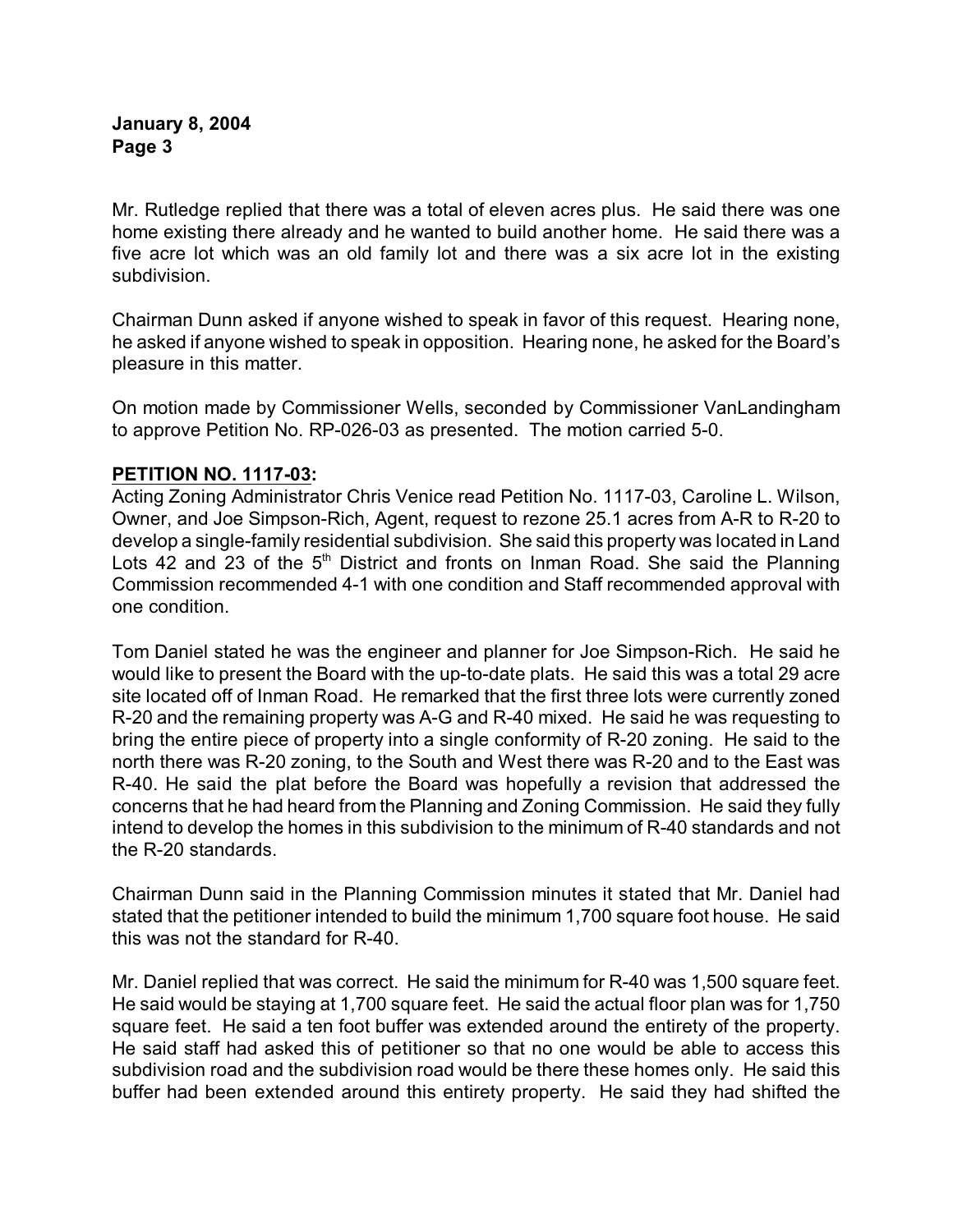Mr. Rutledge replied that there was a total of eleven acres plus. He said there was one home existing there already and he wanted to build another home. He said there was a five acre lot which was an old family lot and there was a six acre lot in the existing subdivision.

Chairman Dunn asked if anyone wished to speak in favor of this request. Hearing none, he asked if anyone wished to speak in opposition. Hearing none, he asked for the Board's pleasure in this matter.

On motion made by Commissioner Wells, seconded by Commissioner VanLandingham to approve Petition No. RP-026-03 as presented. The motion carried 5-0.

**PETITION NO. 1117-03:**

Acting Zoning Administrator Chris Venice read Petition No. 1117-03, Caroline L. Wilson, Owner, and Joe Simpson-Rich, Agent, request to rezone 25.1 acres from A-R to R-20 to develop a single-family residential subdivision. She said this property was located in Land Lots 42 and 23 of the 5th District and fronts on Inman Road. She said the Planning Commission recommended 4-1 with one condition and Staff recommended approval with one condition.

Tom Daniel stated he was the engineer and planner for Joe Simpson-Rich. He said he would like to present the Board with the up-to-date plats. He said this was a total 29 acre site located off of Inman Road. He remarked that the first three lots were currently zoned R-20 and the remaining property was A-G and R-40 mixed. He said he was requesting to bring the entire piece of property into a single conformity of R-20 zoning. He said to the north there was R-20 zoning, to the South and West there was R-20 and to the East was R-40. He said the plat before the Board was hopefully a revision that addressed the concerns that he had heard from the Planning and Zoning Commission. He said they fully intend to develop the homes in this subdivision to the minimum of R-40 standards and not the R-20 standards.

Chairman Dunn said in the Planning Commission minutes it stated that Mr. Daniel had stated that the petitioner intended to build the minimum 1,700 square foot house. He said this was not the standard for R-40.

Mr. Daniel replied that was correct. He said the minimum for R-40 was 1,500 square feet. He said would be staying at 1,700 square feet. He said the actual floor plan was for 1,750 square feet. He said a ten foot buffer was extended around the entirety of the property. He said staff had asked this of petitioner so that no one would be able to access this subdivision road and the subdivision road would be there these homes only. He said this buffer had been extended around this entirety property. He said they had shifted the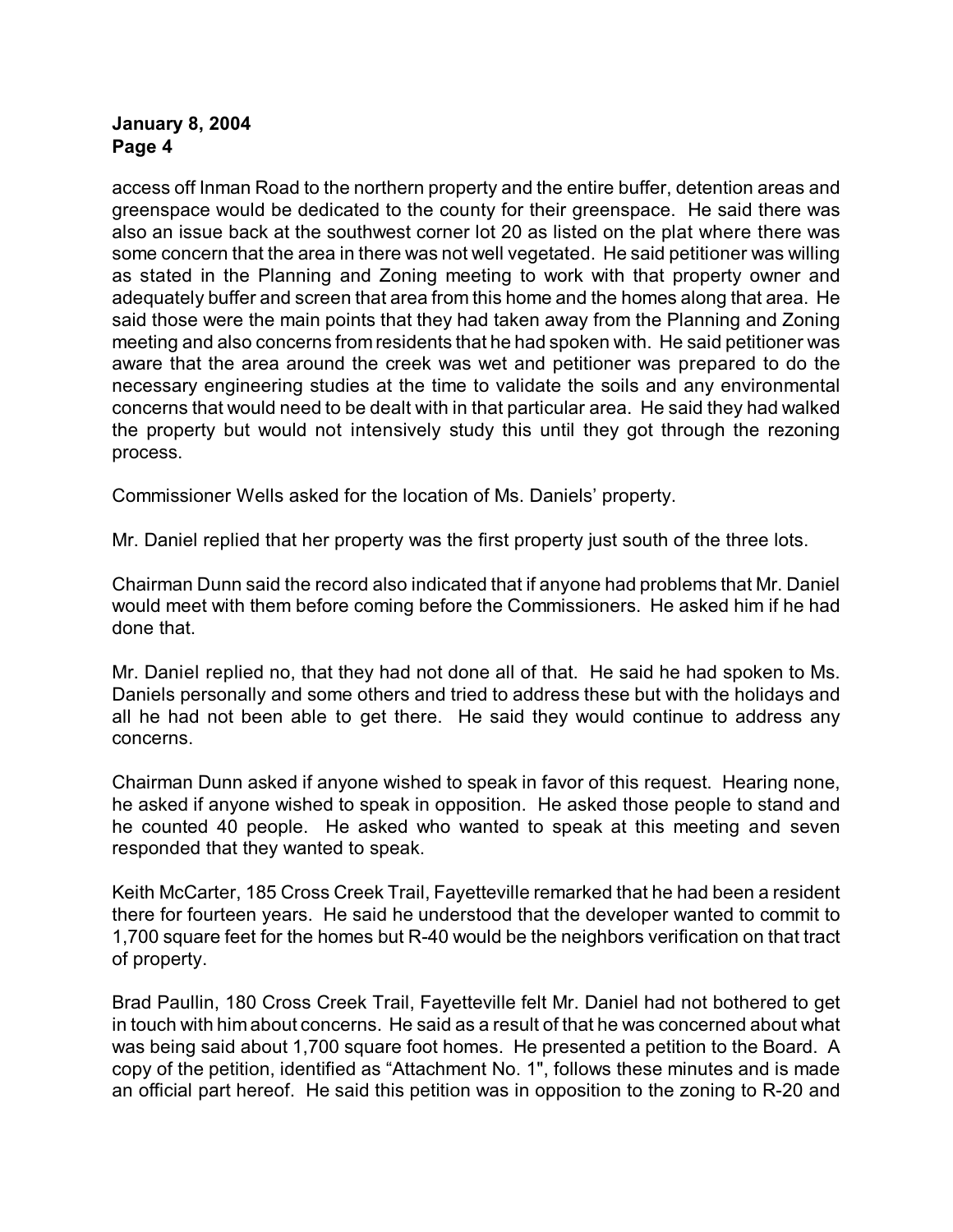access off Inman Road to the northern property and the entire buffer, detention areas and greenspace would be dedicated to the county for their greenspace. He said there was also an issue back at the southwest corner lot 20 as listed on the plat where there was some concern that the area in there was not well vegetated. He said petitioner was willing as stated in the Planning and Zoning meeting to work with that property owner and adequately buffer and screen that area from this home and the homes along that area. He said those were the main points that they had taken away from the Planning and Zoning meeting and also concerns from residents that he had spoken with. He said petitioner was aware that the area around the creek was wet and petitioner was prepared to do the necessary engineering studies at the time to validate the soils and any environmental concerns that would need to be dealt with in that particular area. He said they had walked the property but would not intensively study this until they got through the rezoning process.

Commissioner Wells asked for the location of Ms. Daniels' property.

Mr. Daniel replied that her property was the first property just south of the three lots.

Chairman Dunn said the record also indicated that if anyone had problems that Mr. Daniel would meet with them before coming before the Commissioners. He asked him if he had done that.

Mr. Daniel replied no, that they had not done all of that. He said he had spoken to Ms. Daniels personally and some others and tried to address these but with the holidays and all he had not been able to get there. He said they would continue to address any concerns.

Chairman Dunn asked if anyone wished to speak in favor of this request. Hearing none, he asked if anyone wished to speak in opposition. He asked those people to stand and he counted 40 people. He asked who wanted to speak at this meeting and seven responded that they wanted to speak.

Keith McCarter, 185 Cross Creek Trail, Fayetteville remarked that he had been a resident there for fourteen years. He said he understood that the developer wanted to commit to 1,700 square feet for the homes but R-40 would be the neighbors verification on that tract of property.

Brad Paullin, 180 Cross Creek Trail, Fayetteville felt Mr. Daniel had not bothered to get in touch with him about concerns. He said as a result of that he was concerned about what was being said about 1,700 square foot homes. He presented a petition to the Board. A copy of the petition, identified as "Attachment No. 1", follows these minutes and is made an official part hereof. He said this petition was in opposition to the zoning to R-20 and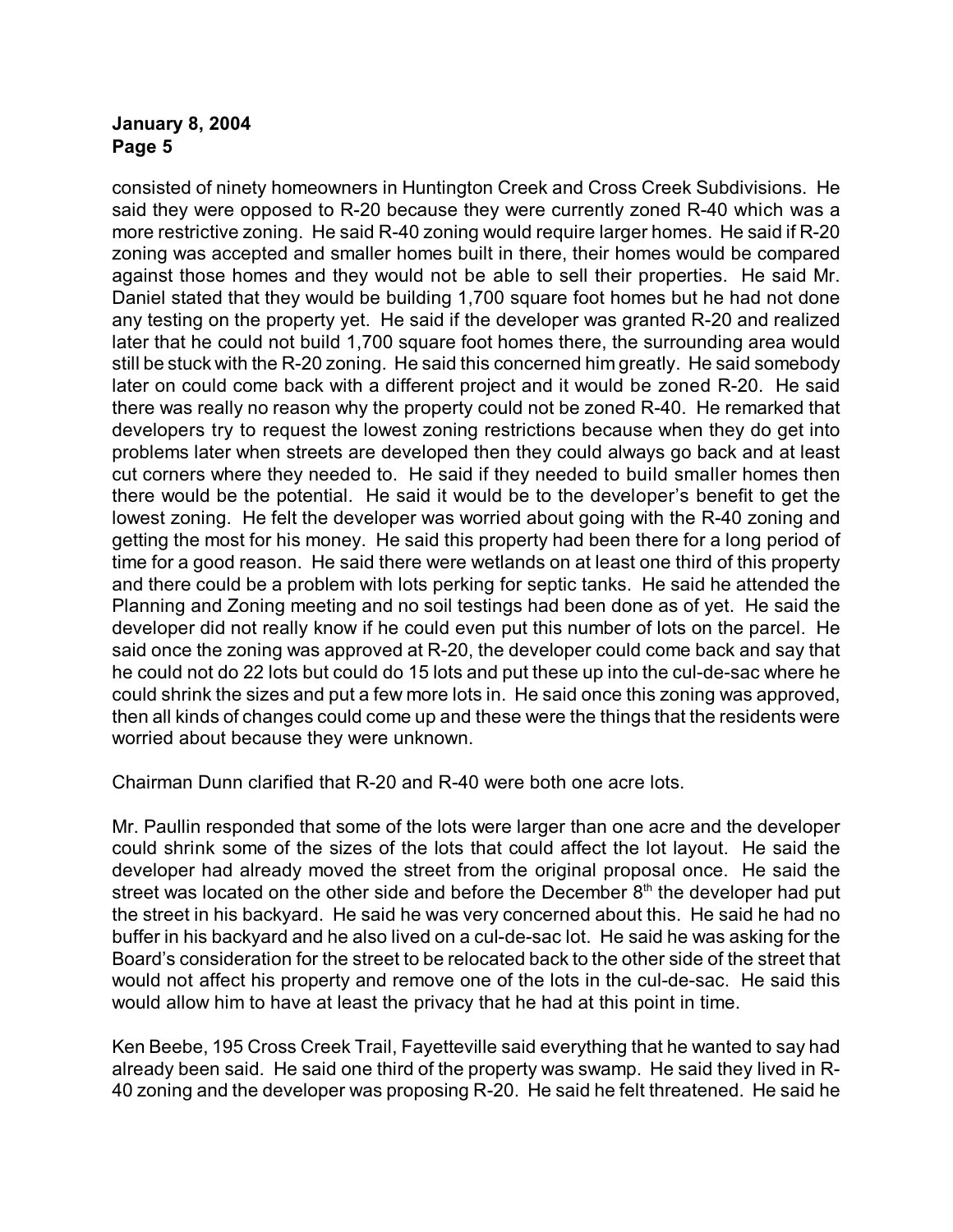consisted of ninety homeowners in Huntington Creek and Cross Creek Subdivisions. He said they were opposed to R-20 because they were currently zoned R-40 which was a more restrictive zoning. He said R-40 zoning would require larger homes. He said if R-20 zoning was accepted and smaller homes built in there, their homes would be compared against those homes and they would not be able to sell their properties. He said Mr. Daniel stated that they would be building 1,700 square foot homes but he had not done any testing on the property yet. He said if the developer was granted R-20 and realized later that he could not build 1,700 square foot homes there, the surrounding area would still be stuck with the R-20 zoning. He said this concerned him greatly. He said somebody later on could come back with a different project and it would be zoned R-20. He said there was really no reason why the property could not be zoned R-40. He remarked that developers try to request the lowest zoning restrictions because when they do get into problems later when streets are developed then they could always go back and at least cut corners where they needed to. He said if they needed to build smaller homes then there would be the potential. He said it would be to the developer's benefit to get the lowest zoning. He felt the developer was worried about going with the R-40 zoning and getting the most for his money. He said this property had been there for a long period of time for a good reason. He said there were wetlands on at least one third of this property and there could be a problem with lots perking for septic tanks. He said he attended the Planning and Zoning meeting and no soil testings had been done as of yet. He said the developer did not really know if he could even put this number of lots on the parcel. He said once the zoning was approved at R-20, the developer could come back and say that he could not do 22 lots but could do 15 lots and put these up into the cul-de-sac where he could shrink the sizes and put a few more lots in. He said once this zoning was approved, then all kinds of changes could come up and these were the things that the residents were worried about because they were unknown.

Chairman Dunn clarified that R-20 and R-40 were both one acre lots.

Mr. Paullin responded that some of the lots were larger than one acre and the developer could shrink some of the sizes of the lots that could affect the lot layout. He said the developer had already moved the street from the original proposal once. He said the street was located on the other side and before the December 8th the developer had put the street in his backyard. He said he was very concerned about this. He said he had no buffer in his backyard and he also lived on a cul-de-sac lot. He said he was asking for the Board's consideration for the street to be relocated back to the other side of the street that would not affect his property and remove one of the lots in the cul-de-sac. He said this would allow him to have at least the privacy that he had at this point in time.

Ken Beebe, 195 Cross Creek Trail, Fayetteville said everything that he wanted to say had already been said. He said one third of the property was swamp. He said they lived in R-40 zoning and the developer was proposing R-20. He said he felt threatened. He said he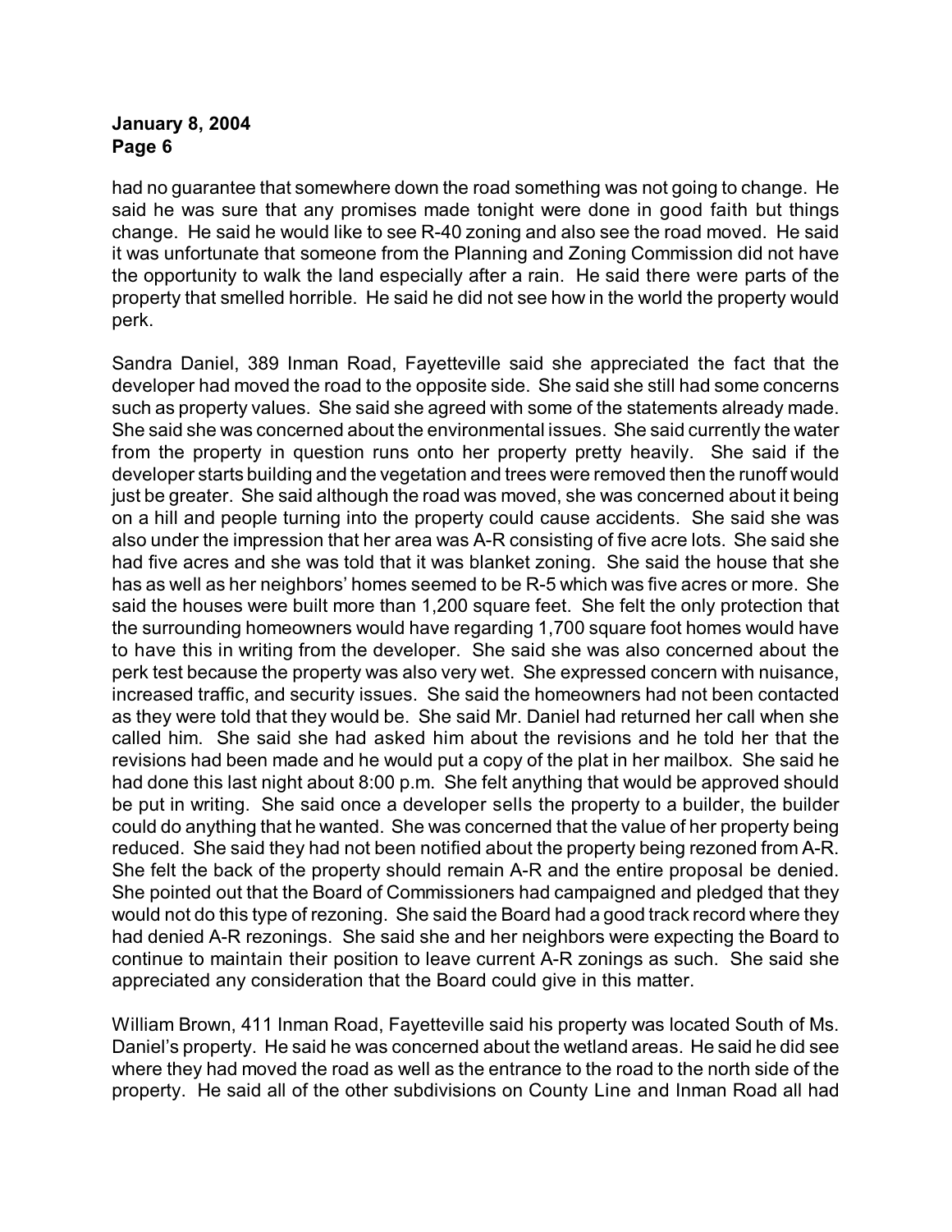had no guarantee that somewhere down the road something was not going to change. He said he was sure that any promises made tonight were done in good faith but things change. He said he would like to see R-40 zoning and also see the road moved. He said it was unfortunate that someone from the Planning and Zoning Commission did not have the opportunity to walk the land especially after a rain. He said there were parts of the property that smelled horrible. He said he did not see how in the world the property would perk.

Sandra Daniel, 389 Inman Road, Fayetteville said she appreciated the fact that the developer had moved the road to the opposite side. She said she still had some concerns such as property values. She said she agreed with some of the statements already made. She said she was concerned about the environmental issues. She said currently the water from the property in question runs onto her property pretty heavily. She said if the developer starts building and the vegetation and trees were removed then the runoff would just be greater. She said although the road was moved, she was concerned about it being on a hill and people turning into the property could cause accidents. She said she was also under the impression that her area was A-R consisting of five acre lots. She said she had five acres and she was told that it was blanket zoning. She said the house that she has as well as her neighbors' homes seemed to be R-5 which was five acres or more. She said the houses were built more than 1,200 square feet. She felt the only protection that the surrounding homeowners would have regarding 1,700 square foot homes would have to have this in writing from the developer. She said she was also concerned about the perk test because the property was also very wet. She expressed concern with nuisance, increased traffic, and security issues. She said the homeowners had not been contacted as they were told that they would be. She said Mr. Daniel had returned her call when she called him. She said she had asked him about the revisions and he told her that the revisions had been made and he would put a copy of the plat in her mailbox. She said he had done this last night about 8:00 p.m. She felt anything that would be approved should be put in writing. She said once a developer sells the property to a builder, the builder could do anything that he wanted. She was concerned that the value of her property being reduced. She said they had not been notified about the property being rezoned from A-R. She felt the back of the property should remain A-R and the entire proposal be denied. She pointed out that the Board of Commissioners had campaigned and pledged that they would not do this type of rezoning. She said the Board had a good track record where they had denied A-R rezonings. She said she and her neighbors were expecting the Board to continue to maintain their position to leave current A-R zonings as such. She said she appreciated any consideration that the Board could give in this matter.

William Brown, 411 Inman Road, Fayetteville said his property was located South of Ms. Daniel's property. He said he was concerned about the wetland areas. He said he did see where they had moved the road as well as the entrance to the road to the north side of the property. He said all of the other subdivisions on County Line and Inman Road all had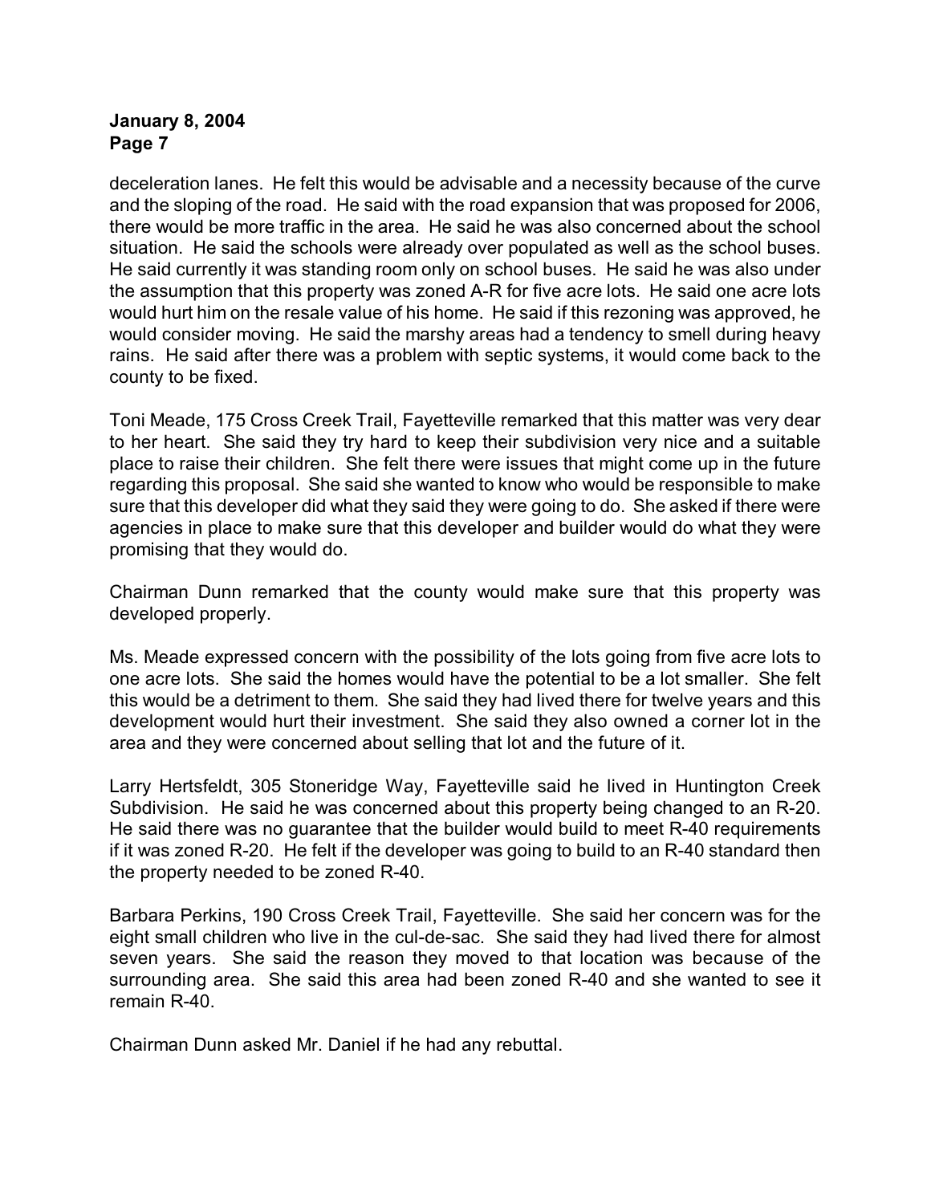deceleration lanes. He felt this would be advisable and a necessity because of the curve and the sloping of the road. He said with the road expansion that was proposed for 2006, there would be more traffic in the area. He said he was also concerned about the school situation. He said the schools were already over populated as well as the school buses. He said currently it was standing room only on school buses. He said he was also under the assumption that this property was zoned A-R for five acre lots. He said one acre lots would hurt him on the resale value of his home. He said if this rezoning was approved, he would consider moving. He said the marshy areas had a tendency to smell during heavy rains. He said after there was a problem with septic systems, it would come back to the county to be fixed.

Toni Meade, 175 Cross Creek Trail, Fayetteville remarked that this matter was very dear to her heart. She said they try hard to keep their subdivision very nice and a suitable place to raise their children. She felt there were issues that might come up in the future regarding this proposal. She said she wanted to know who would be responsible to make sure that this developer did what they said they were going to do. She asked if there were agencies in place to make sure that this developer and builder would do what they were promising that they would do.

Chairman Dunn remarked that the county would make sure that this property was developed properly.

Ms. Meade expressed concern with the possibility of the lots going from five acre lots to one acre lots. She said the homes would have the potential to be a lot smaller. She felt this would be a detriment to them. She said they had lived there for twelve years and this development would hurt their investment. She said they also owned a corner lot in the area and they were concerned about selling that lot and the future of it.

Larry Hertsfeldt, 305 Stoneridge Way, Fayetteville said he lived in Huntington Creek Subdivision. He said he was concerned about this property being changed to an R-20. He said there was no guarantee that the builder would build to meet R-40 requirements if it was zoned R-20. He felt if the developer was going to build to an R-40 standard then the property needed to be zoned R-40.

Barbara Perkins, 190 Cross Creek Trail, Fayetteville. She said her concern was for the eight small children who live in the cul-de-sac. She said they had lived there for almost seven years. She said the reason they moved to that location was because of the surrounding area. She said this area had been zoned R-40 and she wanted to see it remain R-40.

Chairman Dunn asked Mr. Daniel if he had any rebuttal.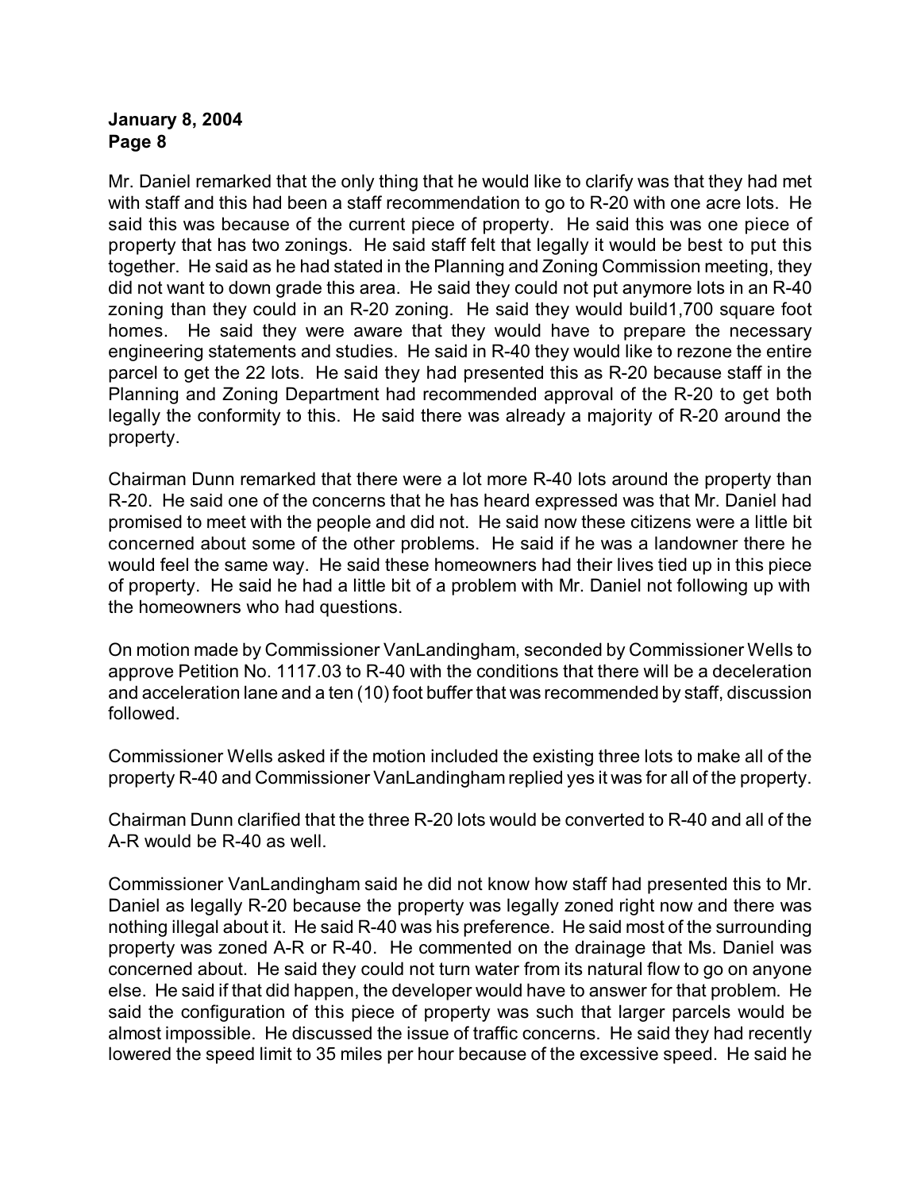Mr. Daniel remarked that the only thing that he would like to clarify was that they had met with staff and this had been a staff recommendation to go to R-20 with one acre lots. He said this was because of the current piece of property. He said this was one piece of property that has two zonings. He said staff felt that legally it would be best to put this together. He said as he had stated in the Planning and Zoning Commission meeting, they did not want to down grade this area. He said they could not put anymore lots in an R-40 zoning than they could in an R-20 zoning. He said they would build1,700 square foot homes. He said they were aware that they would have to prepare the necessary engineering statements and studies. He said in R-40 they would like to rezone the entire parcel to get the 22 lots. He said they had presented this as R-20 because staff in the Planning and Zoning Department had recommended approval of the R-20 to get both legally the conformity to this. He said there was already a majority of R-20 around the property.

Chairman Dunn remarked that there were a lot more R-40 lots around the property than R-20. He said one of the concerns that he has heard expressed was that Mr. Daniel had promised to meet with the people and did not. He said now these citizens were a little bit concerned about some of the other problems. He said if he was a landowner there he would feel the same way. He said these homeowners had their lives tied up in this piece of property. He said he had a little bit of a problem with Mr. Daniel not following up with the homeowners who had questions.

On motion made by Commissioner VanLandingham, seconded by Commissioner Wells to approve Petition No. 1117.03 to R-40 with the conditions that there will be a deceleration and acceleration lane and a ten (10) foot buffer that was recommended by staff, discussion followed.

Commissioner Wells asked if the motion included the existing three lots to make all of the property R-40 and Commissioner VanLandingham replied yes it was for all of the property.

Chairman Dunn clarified that the three R-20 lots would be converted to R-40 and all of the A-R would be R-40 as well.

Commissioner VanLandingham said he did not know how staff had presented this to Mr. Daniel as legally R-20 because the property was legally zoned right now and there was nothing illegal about it. He said R-40 was his preference. He said most of the surrounding property was zoned A-R or R-40. He commented on the drainage that Ms. Daniel was concerned about. He said they could not turn water from its natural flow to go on anyone else. He said if that did happen, the developer would have to answer for that problem. He said the configuration of this piece of property was such that larger parcels would be almost impossible. He discussed the issue of traffic concerns. He said they had recently lowered the speed limit to 35 miles per hour because of the excessive speed. He said he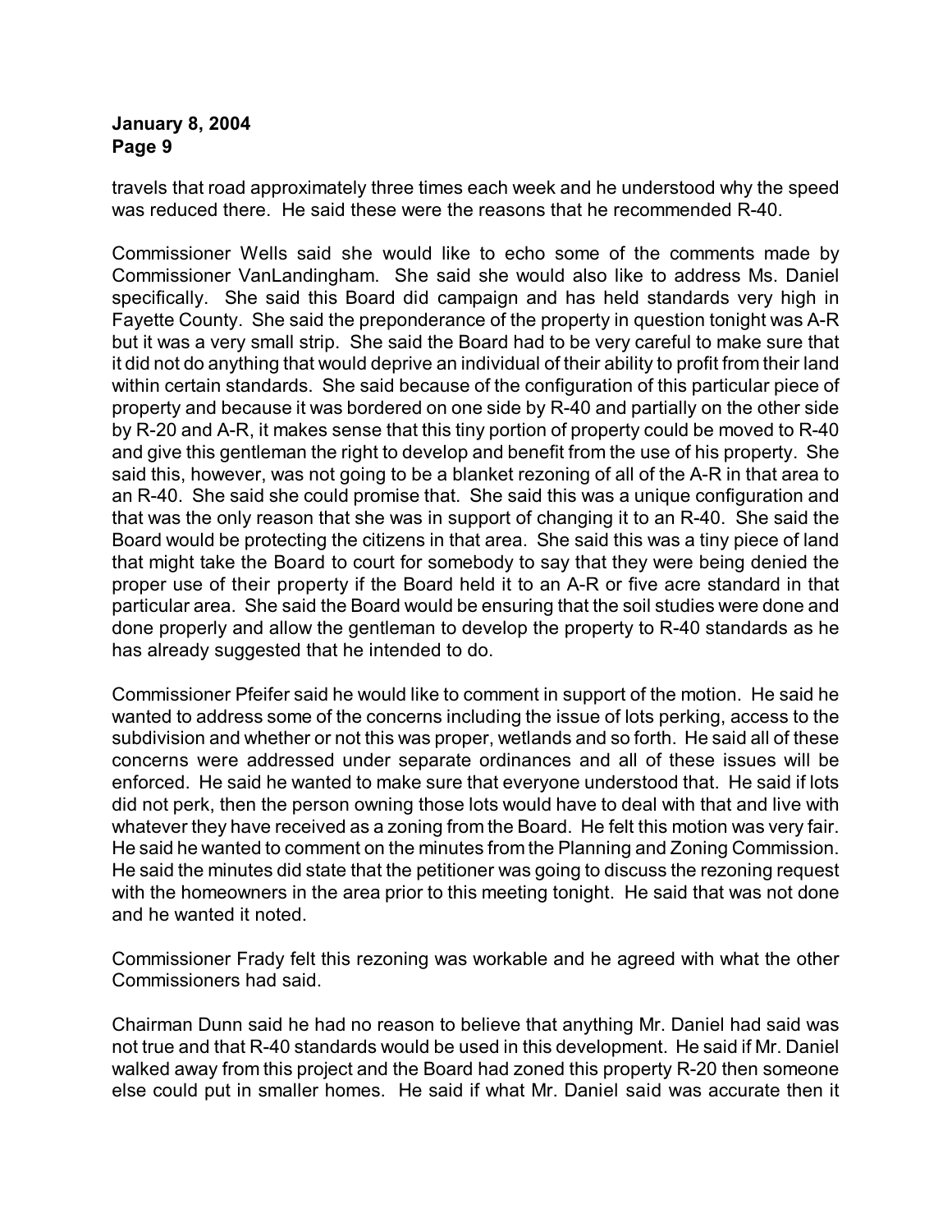travels that road approximately three times each week and he understood why the speed was reduced there. He said these were the reasons that he recommended R-40.

Commissioner Wells said she would like to echo some of the comments made by Commissioner VanLandingham. She said she would also like to address Ms. Daniel specifically. She said this Board did campaign and has held standards very high in Fayette County. She said the preponderance of the property in question tonight was A-R but it was a very small strip. She said the Board had to be very careful to make sure that it did not do anything that would deprive an individual of their ability to profit from their land within certain standards. She said because of the configuration of this particular piece of property and because it was bordered on one side by R-40 and partially on the other side by R-20 and A-R, it makes sense that this tiny portion of property could be moved to R-40 and give this gentleman the right to develop and benefit from the use of his property. She said this, however, was not going to be a blanket rezoning of all of the A-R in that area to an R-40. She said she could promise that. She said this was a unique configuration and that was the only reason that she was in support of changing it to an R-40. She said the Board would be protecting the citizens in that area. She said this was a tiny piece of land that might take the Board to court for somebody to say that they were being denied the proper use of their property if the Board held it to an A-R or five acre standard in that particular area. She said the Board would be ensuring that the soil studies were done and done properly and allow the gentleman to develop the property to R-40 standards as he has already suggested that he intended to do.

Commissioner Pfeifer said he would like to comment in support of the motion. He said he wanted to address some of the concerns including the issue of lots perking, access to the subdivision and whether or not this was proper, wetlands and so forth. He said all of these concerns were addressed under separate ordinances and all of these issues will be enforced. He said he wanted to make sure that everyone understood that. He said if lots did not perk, then the person owning those lots would have to deal with that and live with whatever they have received as a zoning from the Board. He felt this motion was very fair. He said he wanted to comment on the minutes from the Planning and Zoning Commission. He said the minutes did state that the petitioner was going to discuss the rezoning request with the homeowners in the area prior to this meeting tonight. He said that was not done and he wanted it noted.

Commissioner Frady felt this rezoning was workable and he agreed with what the other Commissioners had said.

Chairman Dunn said he had no reason to believe that anything Mr. Daniel had said was not true and that R-40 standards would be used in this development. He said if Mr. Daniel walked away from this project and the Board had zoned this property R-20 then someone else could put in smaller homes. He said if what Mr. Daniel said was accurate then it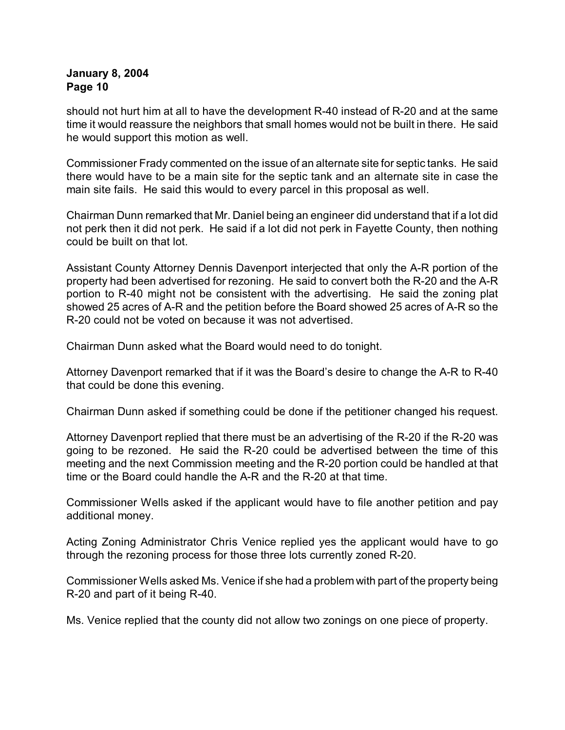should not hurt him at all to have the development R-40 instead of R-20 and at the same time it would reassure the neighbors that small homes would not be built in there. He said he would support this motion as well.

Commissioner Frady commented on the issue of an alternate site for septic tanks. He said there would have to be a main site for the septic tank and an alternate site in case the main site fails. He said this would to every parcel in this proposal as well.

Chairman Dunn remarked that Mr. Daniel being an engineer did understand that if a lot did not perk then it did not perk. He said if a lot did not perk in Fayette County, then nothing could be built on that lot.

Assistant County Attorney Dennis Davenport interjected that only the A-R portion of the property had been advertised for rezoning. He said to convert both the R-20 and the A-R portion to R-40 might not be consistent with the advertising. He said the zoning plat showed 25 acres of A-R and the petition before the Board showed 25 acres of A-R so the R-20 could not be voted on because it was not advertised.

Chairman Dunn asked what the Board would need to do tonight.

Attorney Davenport remarked that if it was the Board's desire to change the A-R to R-40 that could be done this evening.

Chairman Dunn asked if something could be done if the petitioner changed his request.

Attorney Davenport replied that there must be an advertising of the R-20 if the R-20 was going to be rezoned. He said the R-20 could be advertised between the time of this meeting and the next Commission meeting and the R-20 portion could be handled at that time or the Board could handle the A-R and the R-20 at that time.

Commissioner Wells asked if the applicant would have to file another petition and pay additional money.

Acting Zoning Administrator Chris Venice replied yes the applicant would have to go through the rezoning process for those three lots currently zoned R-20.

Commissioner Wells asked Ms. Venice if she had a problem with part of the property being R-20 and part of it being R-40.

Ms. Venice replied that the county did not allow two zonings on one piece of property.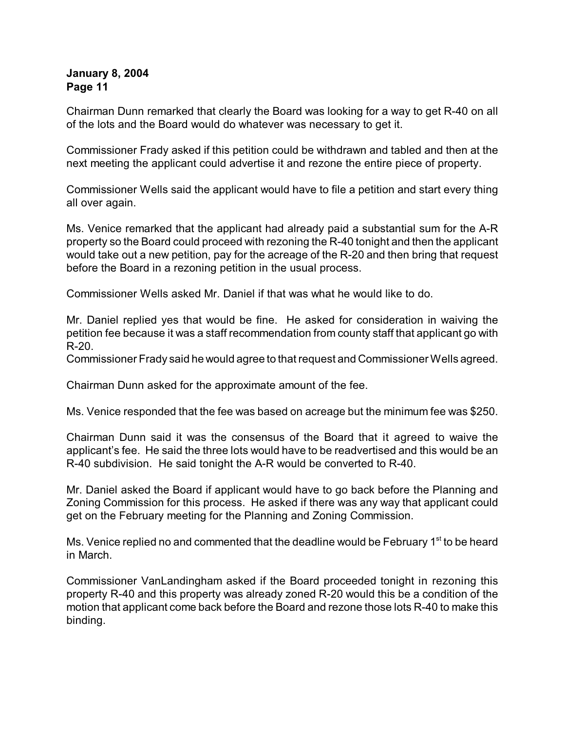Chairman Dunn remarked that clearly the Board was looking for a way to get R-40 on all of the lots and the Board would do whatever was necessary to get it.

Commissioner Frady asked if this petition could be withdrawn and tabled and then at the next meeting the applicant could advertise it and rezone the entire piece of property.

Commissioner Wells said the applicant would have to file a petition and start every thing all over again.

Ms. Venice remarked that the applicant had already paid a substantial sum for the A-R property so the Board could proceed with rezoning the R-40 tonight and then the applicant would take out a new petition, pay for the acreage of the R-20 and then bring that request before the Board in a rezoning petition in the usual process.

Commissioner Wells asked Mr. Daniel if that was what he would like to do.

Mr. Daniel replied yes that would be fine. He asked for consideration in waiving the petition fee because it was a staff recommendation from county staff that applicant go with R-20.

Commissioner Frady said he would agree to that request and Commissioner Wells agreed.

Chairman Dunn asked for the approximate amount of the fee.

Ms. Venice responded that the fee was based on acreage but the minimum fee was $250.

Chairman Dunn said it was the consensus of the Board that it agreed to waive the applicant's fee. He said the three lots would have to be readvertised and this would be an R-40 subdivision. He said tonight the A-R would be converted to R-40.

Mr. Daniel asked the Board if applicant would have to go back before the Planning and Zoning Commission for this process. He asked if there was any way that applicant could get on the February meeting for the Planning and Zoning Commission.

Ms. Venice replied no and commented that the deadline would be February 1st to be heard in March.

Commissioner VanLandingham asked if the Board proceeded tonight in rezoning this property R-40 and this property was already zoned R-20 would this be a condition of the motion that applicant come back before the Board and rezone those lots R-40 to make this binding.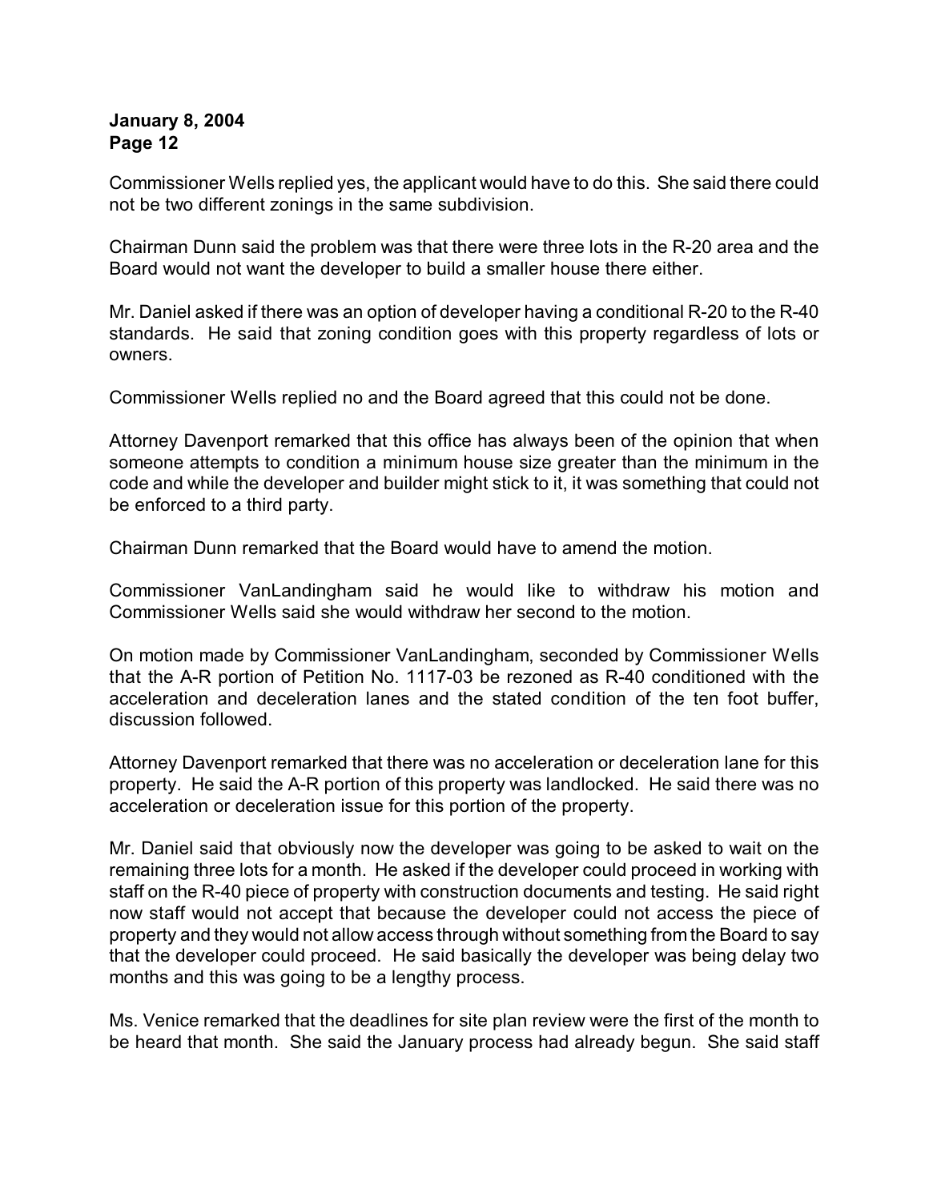Commissioner Wells replied yes, the applicant would have to do this. She said there could not be two different zonings in the same subdivision.

Chairman Dunn said the problem was that there were three lots in the R-20 area and the Board would not want the developer to build a smaller house there either.

Mr. Daniel asked if there was an option of developer having a conditional R-20 to the R-40 standards. He said that zoning condition goes with this property regardless of lots or owners.

Commissioner Wells replied no and the Board agreed that this could not be done.

Attorney Davenport remarked that this office has always been of the opinion that when someone attempts to condition a minimum house size greater than the minimum in the code and while the developer and builder might stick to it, it was something that could not be enforced to a third party.

Chairman Dunn remarked that the Board would have to amend the motion.

Commissioner VanLandingham said he would like to withdraw his motion and Commissioner Wells said she would withdraw her second to the motion.

On motion made by Commissioner VanLandingham, seconded by Commissioner Wells that the A-R portion of Petition No. 1117-03 be rezoned as R-40 conditioned with the acceleration and deceleration lanes and the stated condition of the ten foot buffer, discussion followed.

Attorney Davenport remarked that there was no acceleration or deceleration lane for this property. He said the A-R portion of this property was landlocked. He said there was no acceleration or deceleration issue for this portion of the property.

Mr. Daniel said that obviously now the developer was going to be asked to wait on the remaining three lots for a month. He asked if the developer could proceed in working with staff on the R-40 piece of property with construction documents and testing. He said right now staff would not accept that because the developer could not access the piece of property and they would not allow access through without something from the Board to say that the developer could proceed. He said basically the developer was being delay two months and this was going to be a lengthy process.

Ms. Venice remarked that the deadlines for site plan review were the first of the month to be heard that month. She said the January process had already begun. She said staff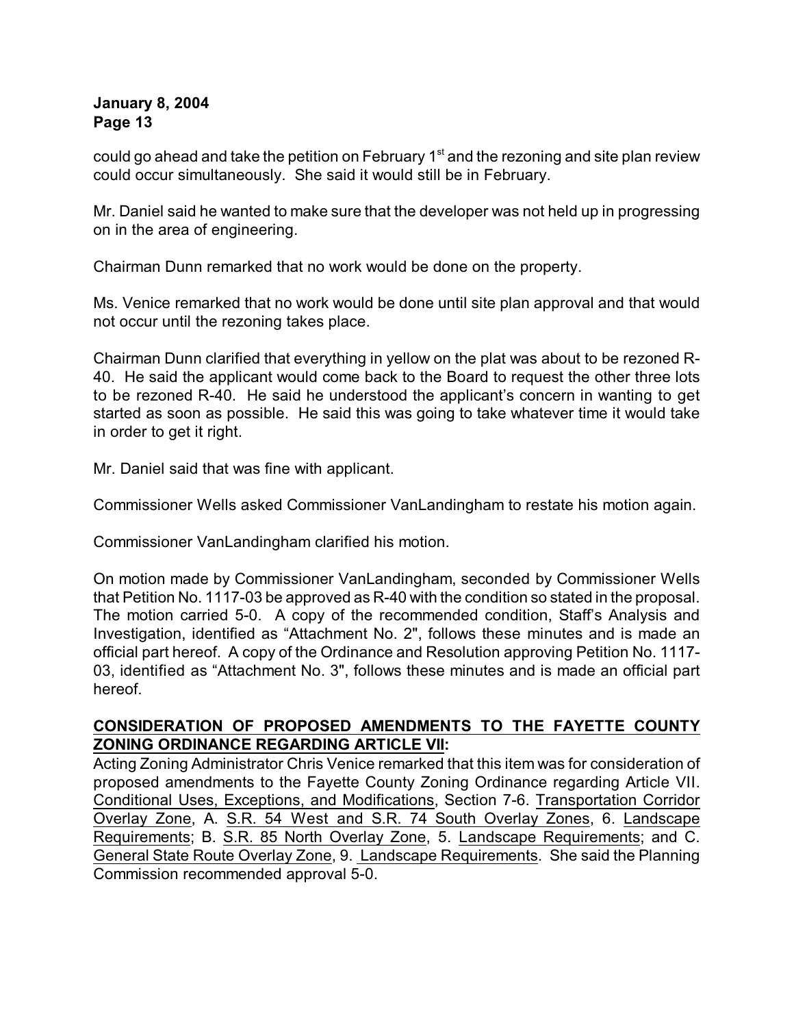could go ahead and take the petition on February 1st and the rezoning and site plan review could occur simultaneously. She said it would still be in February.

Mr. Daniel said he wanted to make sure that the developer was not held up in progressing on in the area of engineering.

Chairman Dunn remarked that no work would be done on the property.

Ms. Venice remarked that no work would be done until site plan approval and that would not occur until the rezoning takes place.

Chairman Dunn clarified that everything in yellow on the plat was about to be rezoned R-40. He said the applicant would come back to the Board to request the other three lots to be rezoned R-40. He said he understood the applicant's concern in wanting to get started as soon as possible. He said this was going to take whatever time it would take in order to get it right.

Mr. Daniel said that was fine with applicant.

Commissioner Wells asked Commissioner VanLandingham to restate his motion again.

Commissioner VanLandingham clarified his motion.

On motion made by Commissioner VanLandingham, seconded by Commissioner Wells that Petition No. 1117-03 be approved as R-40 with the condition so stated in the proposal. The motion carried 5-0. A copy of the recommended condition, Staff's Analysis and Investigation, identified as "Attachment No. 2", follows these minutes and is made an official part hereof. A copy of the Ordinance and Resolution approving Petition No. 1117-03, identified as "Attachment No. 3", follows these minutes and is made an official part hereof.

**CONSIDERATION OF PROPOSED AMENDMENTS TO THE FAYETTE COUNTY ZONING ORDINANCE REGARDING ARTICLE VII:**

Acting Zoning Administrator Chris Venice remarked that this item was for consideration of proposed amendments to the Fayette County Zoning Ordinance regarding Article VII. Conditional Uses, Exceptions, and Modifications, Section 7-6. Transportation Corridor Overlay Zone, A. S.R. 54 West and S.R. 74 South Overlay Zones, 6. Landscape Requirements; B. S.R. 85 North Overlay Zone, 5. Landscape Requirements; and C. General State Route Overlay Zone, 9. Landscape Requirements. She said the Planning Commission recommended approval 5-0.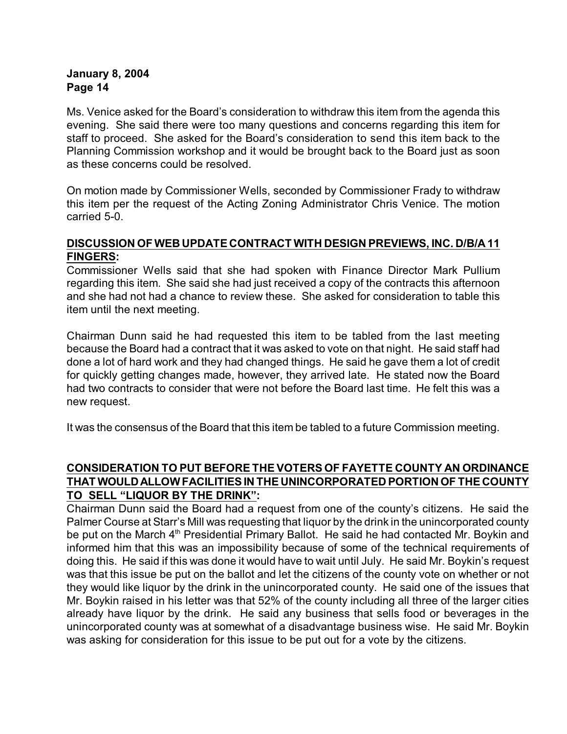Ms. Venice asked for the Board's consideration to withdraw this item from the agenda this evening. She said there were too many questions and concerns regarding this item for staff to proceed. She asked for the Board's consideration to send this item back to the Planning Commission workshop and it would be brought back to the Board just as soon as these concerns could be resolved.

On motion made by Commissioner Wells, seconded by Commissioner Frady to withdraw this item per the request of the Acting Zoning Administrator Chris Venice. The motion carried 5-0.

**DISCUSSION OF WEB UPDATE CONTRACT WITH DESIGN PREVIEWS, INC. D/B/A 11 FINGERS:**

Commissioner Wells said that she had spoken with Finance Director Mark Pullium regarding this item. She said she had just received a copy of the contracts this afternoon and she had not had a chance to review these. She asked for consideration to table this item until the next meeting.

Chairman Dunn said he had requested this item to be tabled from the last meeting because the Board had a contract that it was asked to vote on that night. He said staff had done a lot of hard work and they had changed things. He said he gave them a lot of credit for quickly getting changes made, however, they arrived late. He stated now the Board had two contracts to consider that were not before the Board last time. He felt this was a new request.

It was the consensus of the Board that this item be tabled to a future Commission meeting.

**CONSIDERATION TO PUT BEFORE THE VOTERS OF FAYETTE COUNTY AN ORDINANCE THAT WOULD ALLOW FACILITIES IN THE UNINCORPORATED PORTION OF THE COUNTY TO SELL "LIQUOR BY THE DRINK":**

Chairman Dunn said the Board had a request from one of the county's citizens. He said the Palmer Course at Starr's Mill was requesting that liquor by the drink in the unincorporated county be put on the March 4th Presidential Primary Ballot. He said he had contacted Mr. Boykin and informed him that this was an impossibility because of some of the technical requirements of doing this. He said if this was done it would have to wait until July. He said Mr. Boykin's request was that this issue be put on the ballot and let the citizens of the county vote on whether or not they would like liquor by the drink in the unincorporated county. He said one of the issues that Mr. Boykin raised in his letter was that 52% of the county including all three of the larger cities already have liquor by the drink. He said any business that sells food or beverages in the unincorporated county was at somewhat of a disadvantage business wise. He said Mr. Boykin was asking for consideration for this issue to be put out for a vote by the citizens.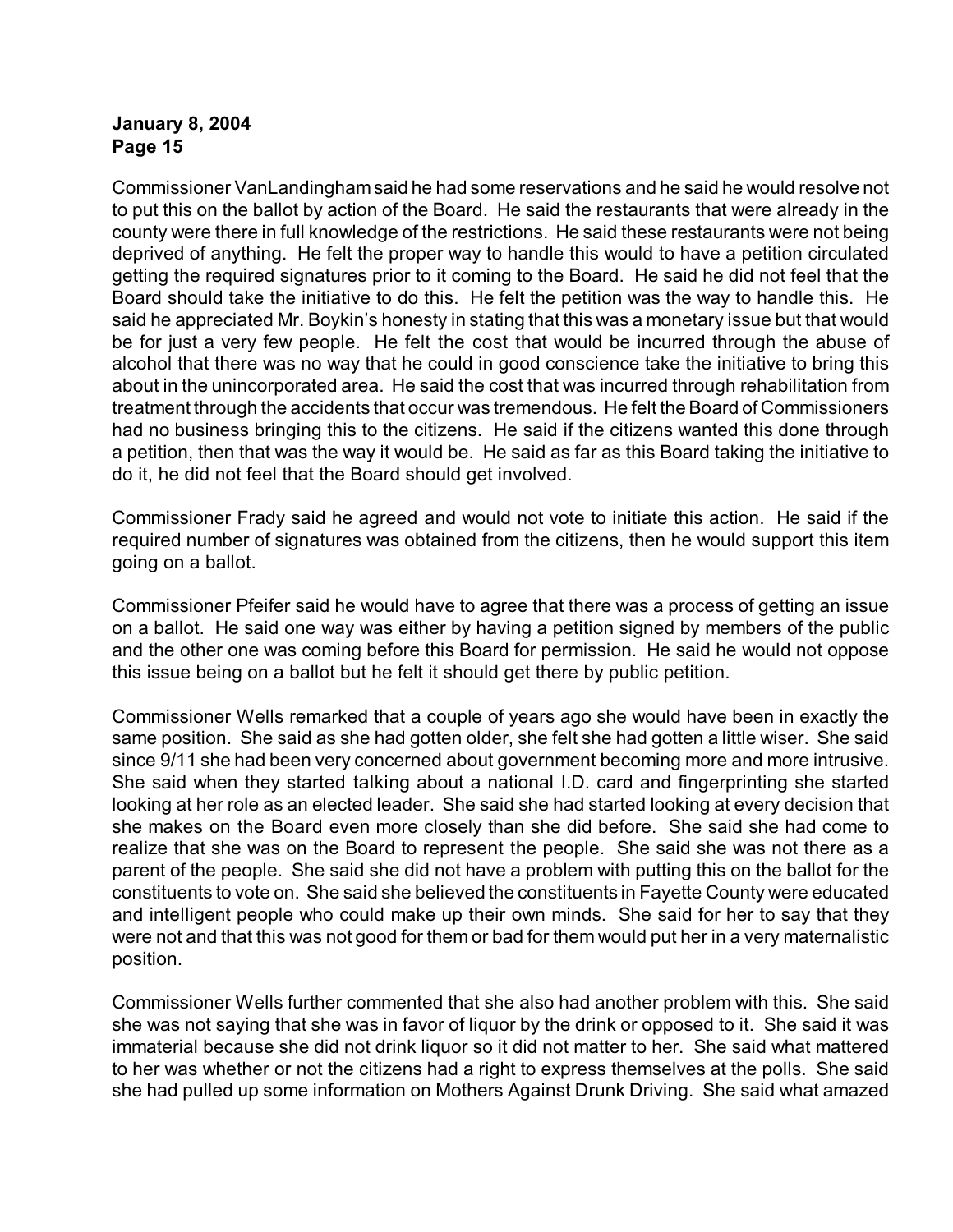Commissioner VanLandingham said he had some reservations and he said he would resolve not to put this on the ballot by action of the Board. He said the restaurants that were already in the county were there in full knowledge of the restrictions. He said these restaurants were not being deprived of anything. He felt the proper way to handle this would to have a petition circulated getting the required signatures prior to it coming to the Board. He said he did not feel that the Board should take the initiative to do this. He felt the petition was the way to handle this. He said he appreciated Mr. Boykin's honesty in stating that this was a monetary issue but that would be for just a very few people. He felt the cost that would be incurred through the abuse of alcohol that there was no way that he could in good conscience take the initiative to bring this about in the unincorporated area. He said the cost that was incurred through rehabilitation from treatment through the accidents that occur was tremendous. He felt the Board of Commissioners had no business bringing this to the citizens. He said if the citizens wanted this done through a petition, then that was the way it would be. He said as far as this Board taking the initiative to do it, he did not feel that the Board should get involved.

Commissioner Frady said he agreed and would not vote to initiate this action. He said if the required number of signatures was obtained from the citizens, then he would support this item going on a ballot.

Commissioner Pfeifer said he would have to agree that there was a process of getting an issue on a ballot. He said one way was either by having a petition signed by members of the public and the other one was coming before this Board for permission. He said he would not oppose this issue being on a ballot but he felt it should get there by public petition.

Commissioner Wells remarked that a couple of years ago she would have been in exactly the same position. She said as she had gotten older, she felt she had gotten a little wiser. She said since 9/11 she had been very concerned about government becoming more and more intrusive. She said when they started talking about a national I.D. card and fingerprinting she started looking at her role as an elected leader. She said she had started looking at every decision that she makes on the Board even more closely than she did before. She said she had come to realize that she was on the Board to represent the people. She said she was not there as a parent of the people. She said she did not have a problem with putting this on the ballot for the constituents to vote on. She said she believed the constituents in Fayette County were educated and intelligent people who could make up their own minds. She said for her to say that they were not and that this was not good for them or bad for them would put her in a very maternalistic position.

Commissioner Wells further commented that she also had another problem with this. She said she was not saying that she was in favor of liquor by the drink or opposed to it. She said it was immaterial because she did not drink liquor so it did not matter to her. She said what mattered to her was whether or not the citizens had a right to express themselves at the polls. She said she had pulled up some information on Mothers Against Drunk Driving. She said what amazed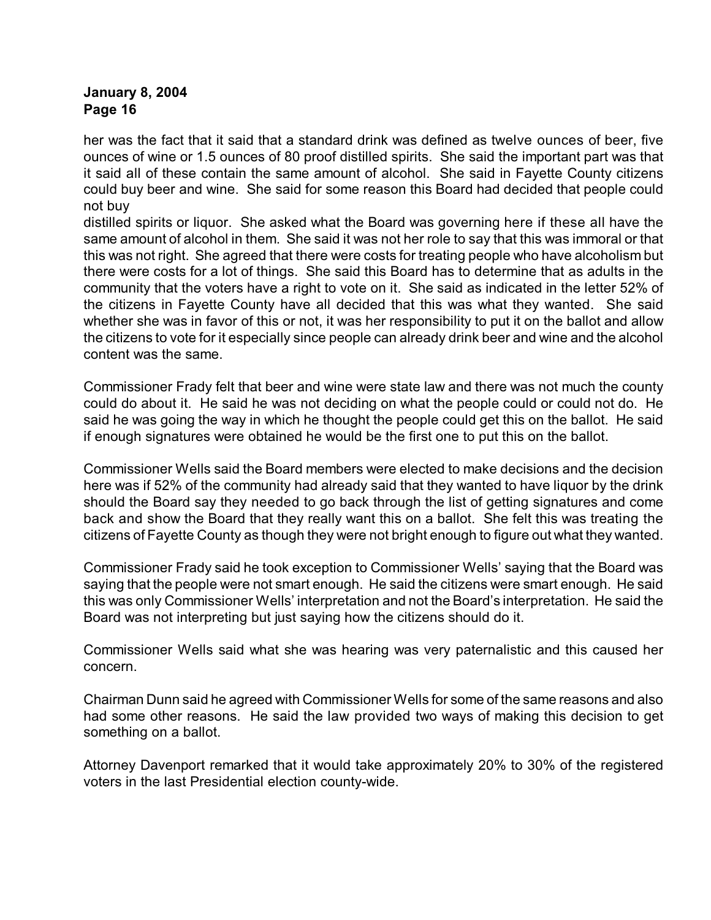her was the fact that it said that a standard drink was defined as twelve ounces of beer, five ounces of wine or 1.5 ounces of 80 proof distilled spirits. She said the important part was that it said all of these contain the same amount of alcohol. She said in Fayette County citizens could buy beer and wine. She said for some reason this Board had decided that people could not buy distilled spirits or liquor. She asked what the Board was governing here if these all have the same amount of alcohol in them. She said it was not her role to say that this was immoral or that this was not right. She agreed that there were costs for treating people who have alcoholism but there were costs for a lot of things. She said this Board has to determine that as adults in the community that the voters have a right to vote on it. She said as indicated in the letter 52% of the citizens in Fayette County have all decided that this was what they wanted. She said whether she was in favor of this or not, it was her responsibility to put it on the ballot and allow the citizens to vote for it especially since people can already drink beer and wine and the alcohol content was the same.

Commissioner Frady felt that beer and wine were state law and there was not much the county could do about it. He said he was not deciding on what the people could or could not do. He said he was going the way in which he thought the people could get this on the ballot. He said if enough signatures were obtained he would be the first one to put this on the ballot.

Commissioner Wells said the Board members were elected to make decisions and the decision here was if 52% of the community had already said that they wanted to have liquor by the drink should the Board say they needed to go back through the list of getting signatures and come back and show the Board that they really want this on a ballot. She felt this was treating the citizens of Fayette County as though they were not bright enough to figure out what they wanted.

Commissioner Frady said he took exception to Commissioner Wells' saying that the Board was saying that the people were not smart enough. He said the citizens were smart enough. He said this was only Commissioner Wells' interpretation and not the Board's interpretation. He said the Board was not interpreting but just saying how the citizens should do it.

Commissioner Wells said what she was hearing was very paternalistic and this caused her concern.

Chairman Dunn said he agreed with Commissioner Wells for some of the same reasons and also had some other reasons. He said the law provided two ways of making this decision to get something on a ballot.

Attorney Davenport remarked that it would take approximately 20% to 30% of the registered voters in the last Presidential election county-wide.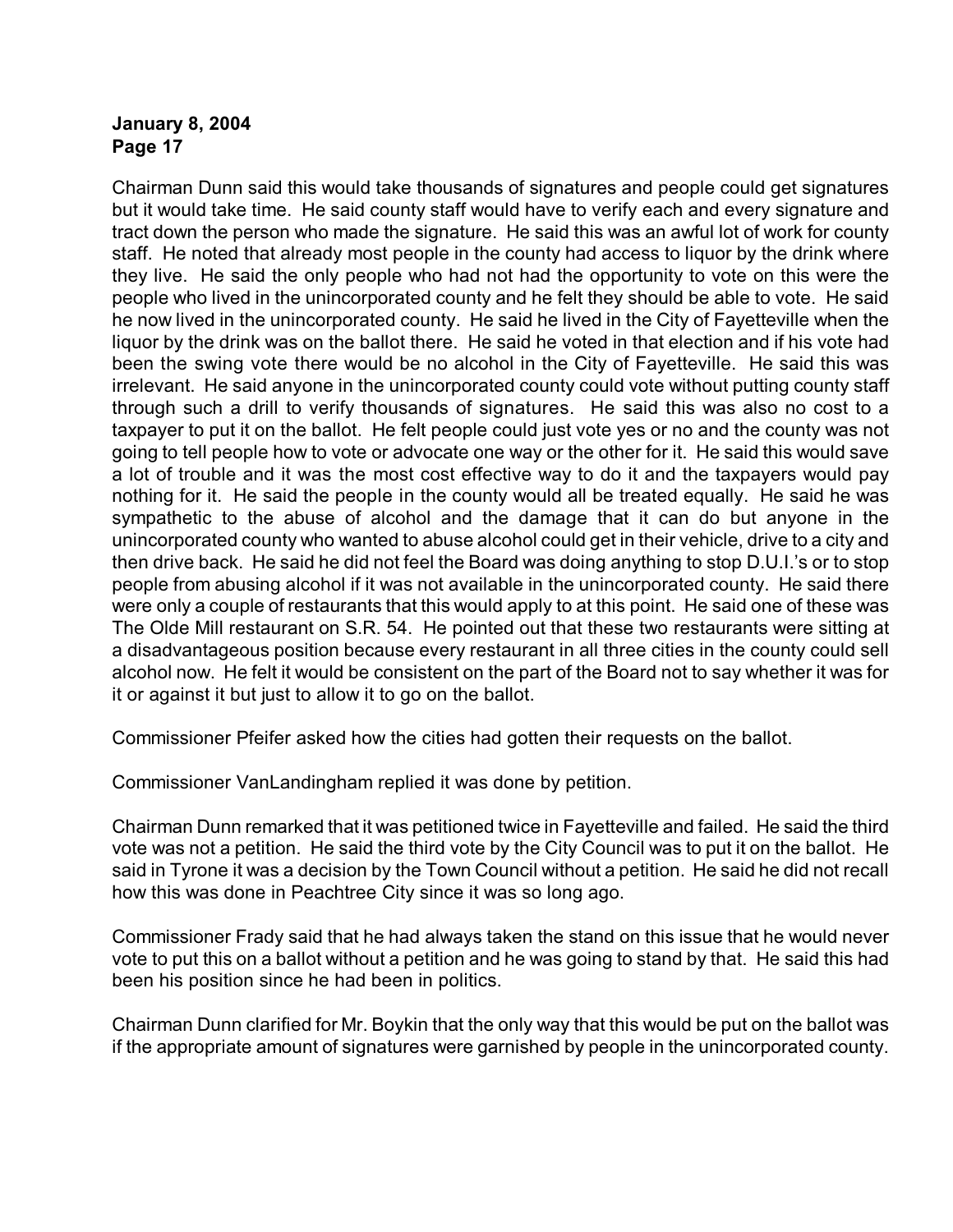Chairman Dunn said this would take thousands of signatures and people could get signatures but it would take time. He said county staff would have to verify each and every signature and tract down the person who made the signature. He said this was an awful lot of work for county staff. He noted that already most people in the county had access to liquor by the drink where they live. He said the only people who had not had the opportunity to vote on this were the people who lived in the unincorporated county and he felt they should be able to vote. He said he now lived in the unincorporated county. He said he lived in the City of Fayetteville when the liquor by the drink was on the ballot there. He said he voted in that election and if his vote had been the swing vote there would be no alcohol in the City of Fayetteville. He said this was irrelevant. He said anyone in the unincorporated county could vote without putting county staff through such a drill to verify thousands of signatures. He said this was also no cost to a taxpayer to put it on the ballot. He felt people could just vote yes or no and the county was not going to tell people how to vote or advocate one way or the other for it. He said this would save a lot of trouble and it was the most cost effective way to do it and the taxpayers would pay nothing for it. He said the people in the county would all be treated equally. He said he was sympathetic to the abuse of alcohol and the damage that it can do but anyone in the unincorporated county who wanted to abuse alcohol could get in their vehicle, drive to a city and then drive back. He said he did not feel the Board was doing anything to stop D.U.I.'s or to stop people from abusing alcohol if it was not available in the unincorporated county. He said there were only a couple of restaurants that this would apply to at this point. He said one of these was The Olde Mill restaurant on S.R. 54. He pointed out that these two restaurants were sitting at a disadvantageous position because every restaurant in all three cities in the county could sell alcohol now. He felt it would be consistent on the part of the Board not to say whether it was for it or against it but just to allow it to go on the ballot.

Commissioner Pfeifer asked how the cities had gotten their requests on the ballot.

Commissioner VanLandingham replied it was done by petition.

Chairman Dunn remarked that it was petitioned twice in Fayetteville and failed. He said the third vote was not a petition. He said the third vote by the City Council was to put it on the ballot. He said in Tyrone it was a decision by the Town Council without a petition. He said he did not recall how this was done in Peachtree City since it was so long ago.

Commissioner Frady said that he had always taken the stand on this issue that he would never vote to put this on a ballot without a petition and he was going to stand by that. He said this had been his position since he had been in politics.

Chairman Dunn clarified for Mr. Boykin that the only way that this would be put on the ballot was if the appropriate amount of signatures were garnished by people in the unincorporated county.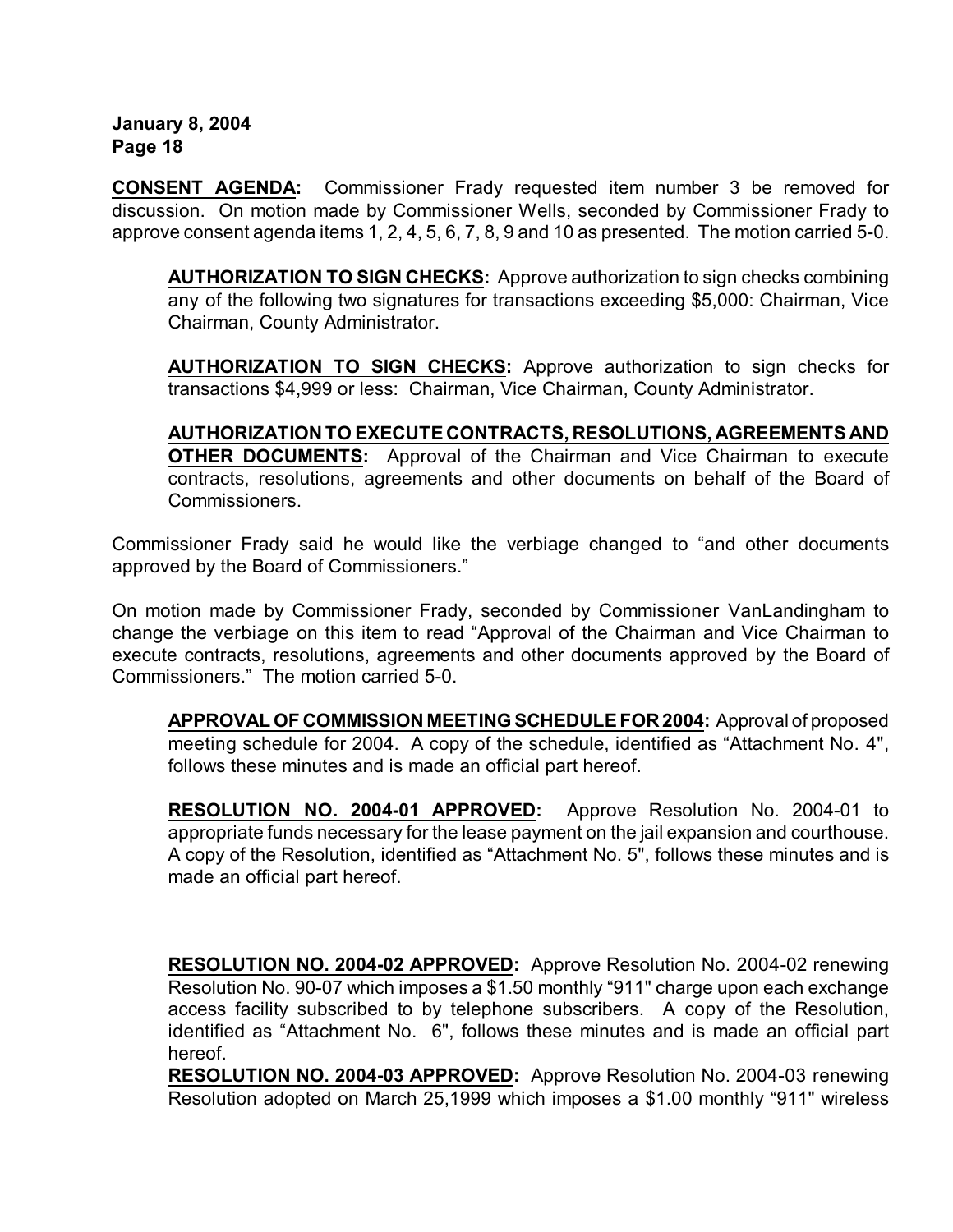**CONSENT AGENDA:** Commissioner Frady requested item number 3 be removed for discussion. On motion made by Commissioner Wells, seconded by Commissioner Frady to approve consent agenda items 1, 2, 4, 5, 6, 7, 8, 9 and 10 as presented. The motion carried 5-0.

> **AUTHORIZATION TO SIGN CHECKS:** Approve authorization to sign checks combining any of the following two signatures for transactions exceeding $5,000: Chairman, Vice Chairman, County Administrator.
>
> **AUTHORIZATION TO SIGN CHECKS:** Approve authorization to sign checks for transactions $4,999 or less: Chairman, Vice Chairman, County Administrator.
>
> **AUTHORIZATION TO EXECUTE CONTRACTS, RESOLUTIONS, AGREEMENTS AND OTHER DOCUMENTS:** Approval of the Chairman and Vice Chairman to execute contracts, resolutions, agreements and other documents on behalf of the Board of Commissioners.

Commissioner Frady said he would like the verbiage changed to "and other documents approved by the Board of Commissioners."

On motion made by Commissioner Frady, seconded by Commissioner VanLandingham to change the verbiage on this item to read "Approval of the Chairman and Vice Chairman to execute contracts, resolutions, agreements and other documents approved by the Board of Commissioners." The motion carried 5-0.

> **APPROVAL OF COMMISSION MEETING SCHEDULE FOR 2004:** Approval of proposed meeting schedule for 2004. A copy of the schedule, identified as "Attachment No. 4", follows these minutes and is made an official part hereof.
>
> **RESOLUTION NO. 2004-01 APPROVED:** Approve Resolution No. 2004-01 to appropriate funds necessary for the lease payment on the jail expansion and courthouse. A copy of the Resolution, identified as "Attachment No. 5", follows these minutes and is made an official part hereof.
>
> **RESOLUTION NO. 2004-02 APPROVED:** Approve Resolution No. 2004-02 renewing Resolution No. 90-07 which imposes a $1.50 monthly "911" charge upon each exchange access facility subscribed to by telephone subscribers. A copy of the Resolution, identified as "Attachment No. 6", follows these minutes and is made an official part hereof.
>
> **RESOLUTION NO. 2004-03 APPROVED:** Approve Resolution No. 2004-03 renewing Resolution adopted on March 25,1999 which imposes a $1.00 monthly "911" wireless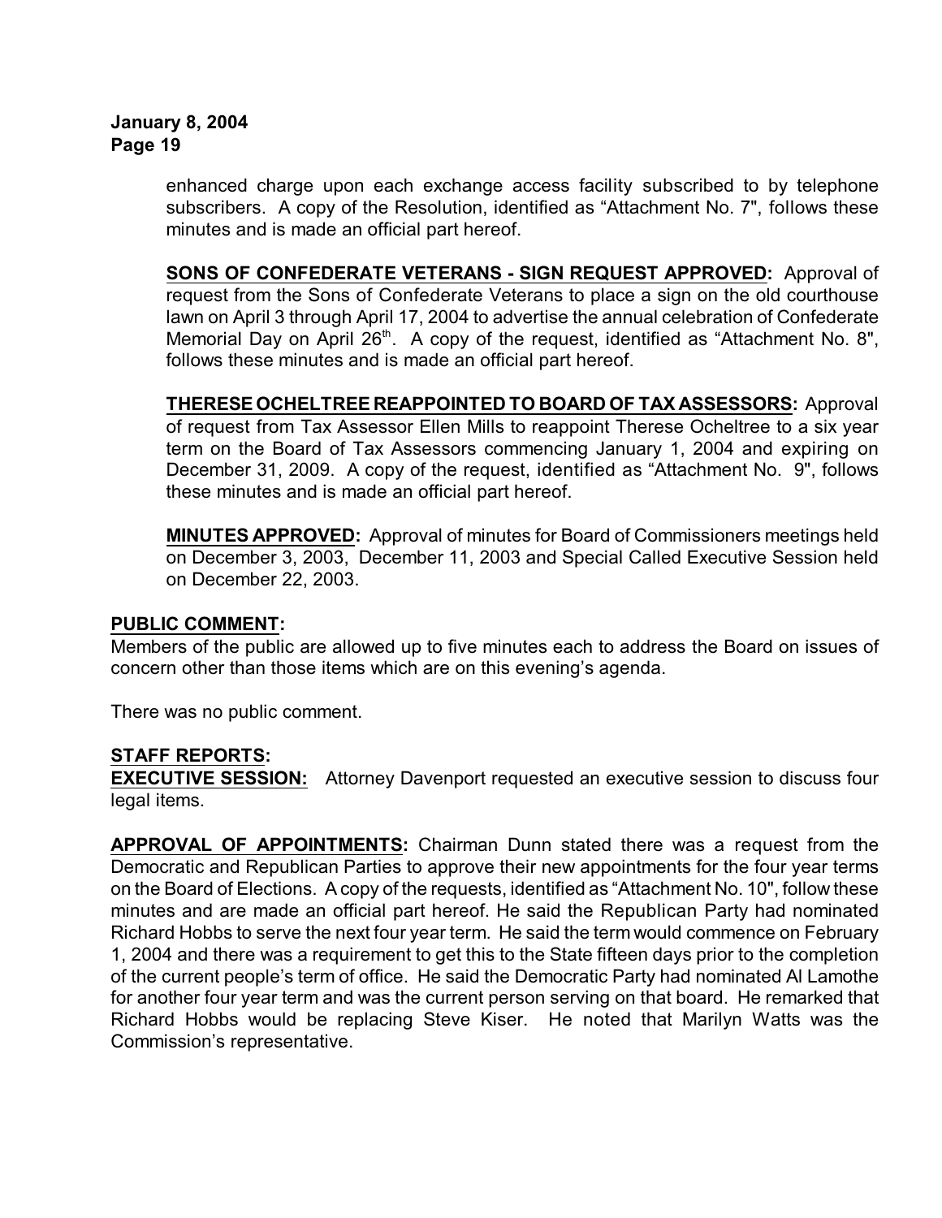enhanced charge upon each exchange access facility subscribed to by telephone subscribers. A copy of the Resolution, identified as "Attachment No. 7", follows these minutes and is made an official part hereof.

**SONS OF CONFEDERATE VETERANS - SIGN REQUEST APPROVED:** Approval of request from the Sons of Confederate Veterans to place a sign on the old courthouse lawn on April 3 through April 17, 2004 to advertise the annual celebration of Confederate Memorial Day on April 26th. A copy of the request, identified as "Attachment No. 8", follows these minutes and is made an official part hereof.

**THERESE OCHELTREE REAPPOINTED TO BOARD OF TAX ASSESSORS:** Approval of request from Tax Assessor Ellen Mills to reappoint Therese Ocheltree to a six year term on the Board of Tax Assessors commencing January 1, 2004 and expiring on December 31, 2009. A copy of the request, identified as "Attachment No. 9", follows these minutes and is made an official part hereof.

**MINUTES APPROVED:** Approval of minutes for Board of Commissioners meetings held on December 3, 2003, December 11, 2003 and Special Called Executive Session held on December 22, 2003.

**PUBLIC COMMENT:**

Members of the public are allowed up to five minutes each to address the Board on issues of concern other than those items which are on this evening's agenda.

There was no public comment.

**STAFF REPORTS:**

**EXECUTIVE SESSION:** Attorney Davenport requested an executive session to discuss four legal items.

**APPROVAL OF APPOINTMENTS:** Chairman Dunn stated there was a request from the Democratic and Republican Parties to approve their new appointments for the four year terms on the Board of Elections. A copy of the requests, identified as "Attachment No. 10", follow these minutes and are made an official part hereof. He said the Republican Party had nominated Richard Hobbs to serve the next four year term. He said the term would commence on February 1, 2004 and there was a requirement to get this to the State fifteen days prior to the completion of the current people's term of office. He said the Democratic Party had nominated Al Lamothe for another four year term and was the current person serving on that board. He remarked that Richard Hobbs would be replacing Steve Kiser. He noted that Marilyn Watts was the Commission's representative.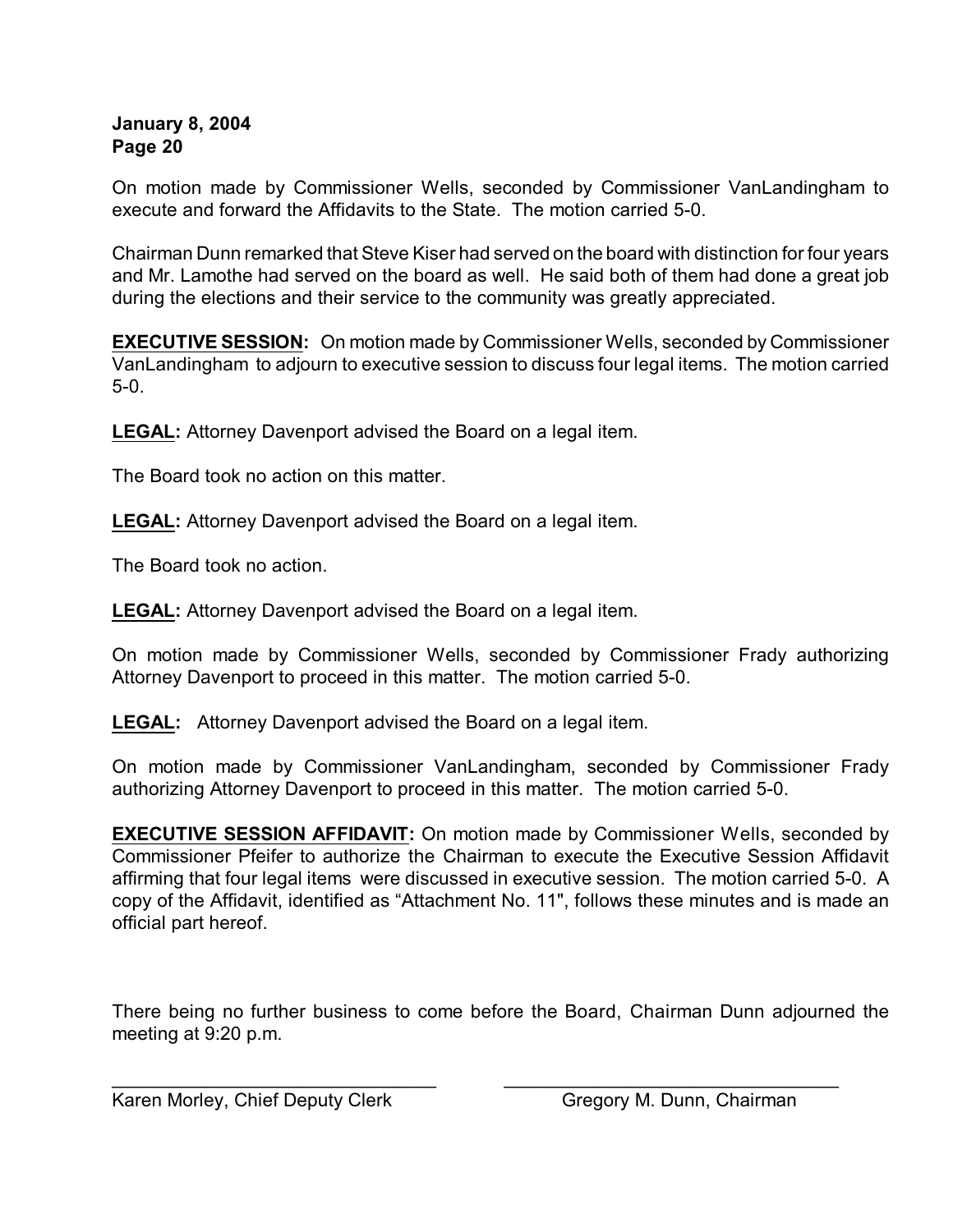On motion made by Commissioner Wells, seconded by Commissioner VanLandingham to execute and forward the Affidavits to the State. The motion carried 5-0.

Chairman Dunn remarked that Steve Kiser had served on the board with distinction for four years and Mr. Lamothe had served on the board as well. He said both of them had done a great job during the elections and their service to the community was greatly appreciated.

**EXECUTIVE SESSION:** On motion made by Commissioner Wells, seconded by Commissioner VanLandingham to adjourn to executive session to discuss four legal items. The motion carried 5-0.

**LEGAL:** Attorney Davenport advised the Board on a legal item.

The Board took no action on this matter.

**LEGAL:** Attorney Davenport advised the Board on a legal item.

The Board took no action.

**LEGAL:** Attorney Davenport advised the Board on a legal item.

On motion made by Commissioner Wells, seconded by Commissioner Frady authorizing Attorney Davenport to proceed in this matter. The motion carried 5-0.

**LEGAL:** Attorney Davenport advised the Board on a legal item.

On motion made by Commissioner VanLandingham, seconded by Commissioner Frady authorizing Attorney Davenport to proceed in this matter. The motion carried 5-0.

**EXECUTIVE SESSION AFFIDAVIT:** On motion made by Commissioner Wells, seconded by Commissioner Pfeifer to authorize the Chairman to execute the Executive Session Affidavit affirming that four legal items were discussed in executive session. The motion carried 5-0. A copy of the Affidavit, identified as "Attachment No. 11", follows these minutes and is made an official part hereof.

There being no further business to come before the Board, Chairman Dunn adjourned the meeting at 9:20 p.m.

| ________________________________ | ________________________________ |
| --- | --- |
| Karen Morley, Chief Deputy Clerk | Gregory M. Dunn, Chairman |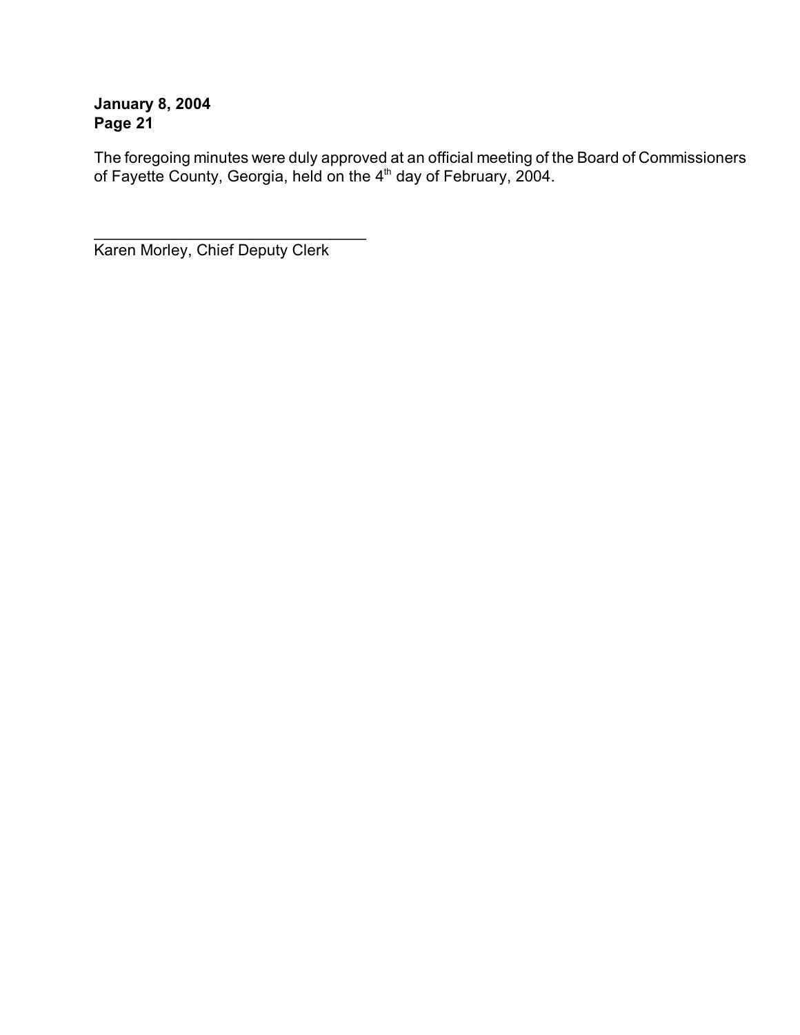The foregoing minutes were duly approved at an official meeting of the Board of Commissioners of Fayette County, Georgia, held on the 4th day of February, 2004.

________________________________
Karen Morley, Chief Deputy Clerk